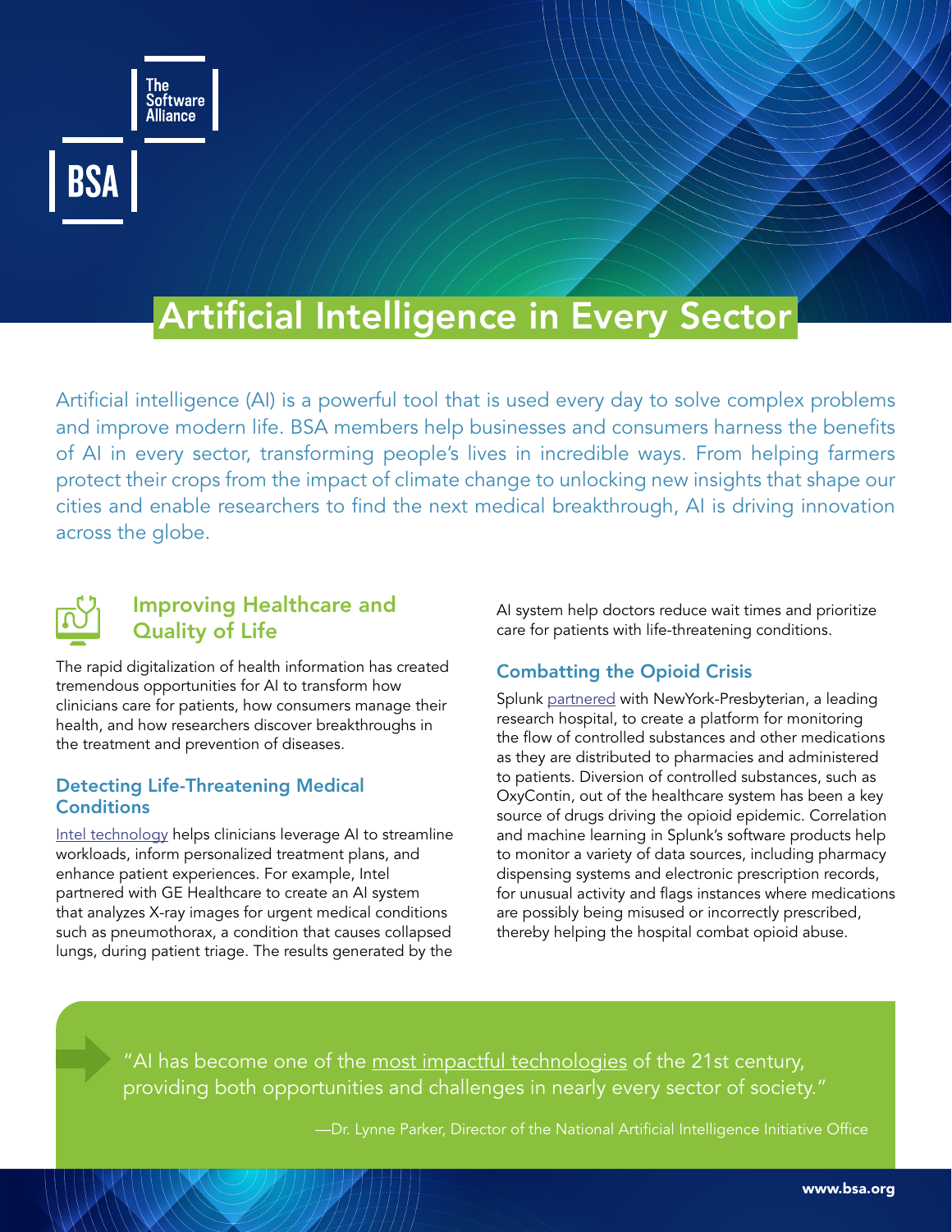The Software Alliance

BSA

# Artificial Intelligence in Every Sector

Artificial intelligence (AI) is a powerful tool that is used every day to solve complex problems and improve modern life. BSA members help businesses and consumers harness the benefits of AI in every sector, transforming people's lives in incredible ways. From helping farmers protect their crops from the impact of climate change to unlocking new insights that shape our cities and enable researchers to find the next medical breakthrough, AI is driving innovation across the globe.

## Improving Healthcare and Quality of Life

The rapid digitalization of health information has created tremendous opportunities for AI to transform how clinicians care for patients, how consumers manage their health, and how researchers discover breakthroughs in the treatment and prevention of diseases.

### Detecting Life-Threatening Medical Conditions

Intel technology helps clinicians leverage AI to streamline workloads, inform personalized treatment plans, and enhance patient experiences. For example, Intel partnered with GE Healthcare to create an AI system that analyzes X-ray images for urgent medical conditions such as pneumothorax, a condition that causes collapsed lungs, during patient triage. The results generated by the AI system help doctors reduce wait times and prioritize care for patients with life-threatening conditions.

### Combatting the Opioid Crisis

Splunk partnered with NewYork-Presbyterian, a leading research hospital, to create a platform for monitoring the flow of controlled substances and other medications as they are distributed to pharmacies and administered to patients. Diversion of controlled substances, such as OxyContin, out of the healthcare system has been a key source of drugs driving the opioid epidemic. Correlation and machine learning in Splunk's software products help to monitor a variety of data sources, including pharmacy dispensing systems and electronic prescription records, for unusual activity and flags instances where medications are possibly being misused or incorrectly prescribed, thereby helping the hospital combat opioid abuse.

> "AI has become one of the most impactful technologies of the 21st century, providing both opportunities and challenges in nearly every sector of society."
>
> —Dr. Lynne Parker, Director of the National Artificial Intelligence Initiative Office

www.bsa.org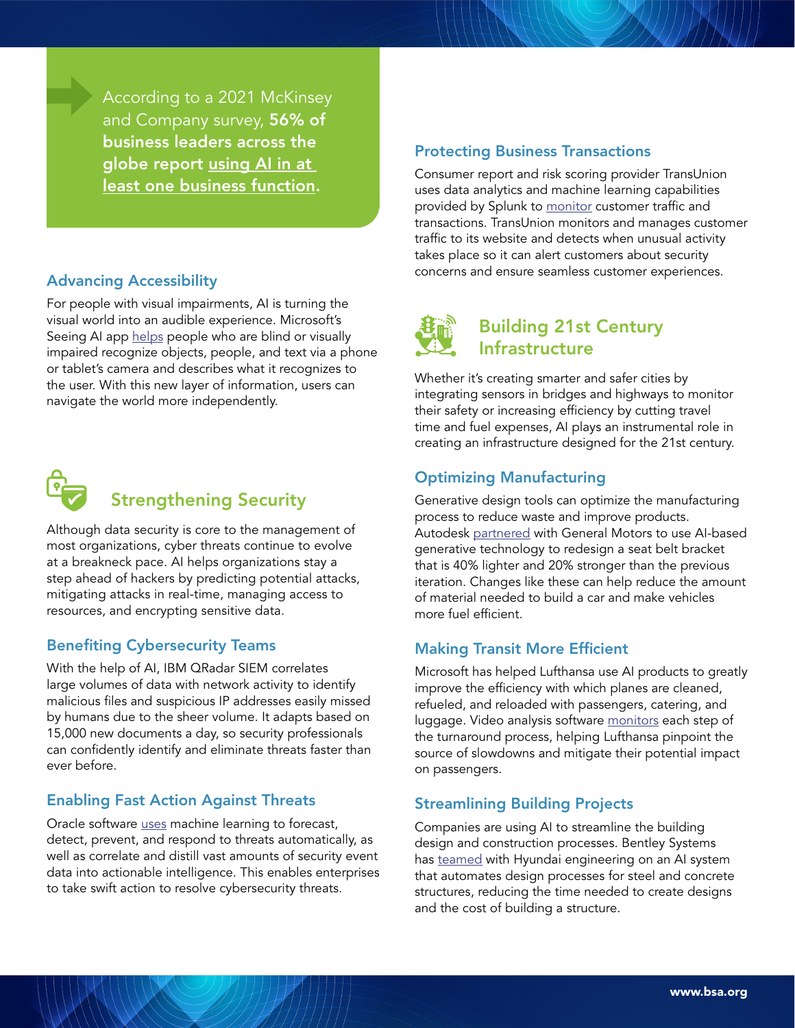According to a 2021 McKinsey and Company survey, **56% of business leaders across the globe report using AI in at least one business function.**

### Advancing Accessibility

For people with visual impairments, AI is turning the visual world into an audible experience. Microsoft's Seeing AI app helps people who are blind or visually impaired recognize objects, people, and text via a phone or tablet's camera and describes what it recognizes to the user. With this new layer of information, users can navigate the world more independently.

## Strengthening Security

Although data security is core to the management of most organizations, cyber threats continue to evolve at a breakneck pace. AI helps organizations stay a step ahead of hackers by predicting potential attacks, mitigating attacks in real-time, managing access to resources, and encrypting sensitive data.

### Benefiting Cybersecurity Teams

With the help of AI, IBM QRadar SIEM correlates large volumes of data with network activity to identify malicious files and suspicious IP addresses easily missed by humans due to the sheer volume. It adapts based on 15,000 new documents a day, so security professionals can confidently identify and eliminate threats faster than ever before.

### Enabling Fast Action Against Threats

Oracle software uses machine learning to forecast, detect, prevent, and respond to threats automatically, as well as correlate and distill vast amounts of security event data into actionable intelligence. This enables enterprises to take swift action to resolve cybersecurity threats.

### Protecting Business Transactions

Consumer report and risk scoring provider TransUnion uses data analytics and machine learning capabilities provided by Splunk to monitor customer traffic and transactions. TransUnion monitors and manages customer traffic to its website and detects when unusual activity takes place so it can alert customers about security concerns and ensure seamless customer experiences.

## Building 21st Century Infrastructure

Whether it's creating smarter and safer cities by integrating sensors in bridges and highways to monitor their safety or increasing efficiency by cutting travel time and fuel expenses, AI plays an instrumental role in creating an infrastructure designed for the 21st century.

### Optimizing Manufacturing

Generative design tools can optimize the manufacturing process to reduce waste and improve products. Autodesk partnered with General Motors to use AI-based generative technology to redesign a seat belt bracket that is 40% lighter and 20% stronger than the previous iteration. Changes like these can help reduce the amount of material needed to build a car and make vehicles more fuel efficient.

### Making Transit More Efficient

Microsoft has helped Lufthansa use AI products to greatly improve the efficiency with which planes are cleaned, refueled, and reloaded with passengers, catering, and luggage. Video analysis software monitors each step of the turnaround process, helping Lufthansa pinpoint the source of slowdowns and mitigate their potential impact on passengers.

### Streamlining Building Projects

Companies are using AI to streamline the building design and construction processes. Bentley Systems has teamed with Hyundai engineering on an AI system that automates design processes for steel and concrete structures, reducing the time needed to create designs and the cost of building a structure.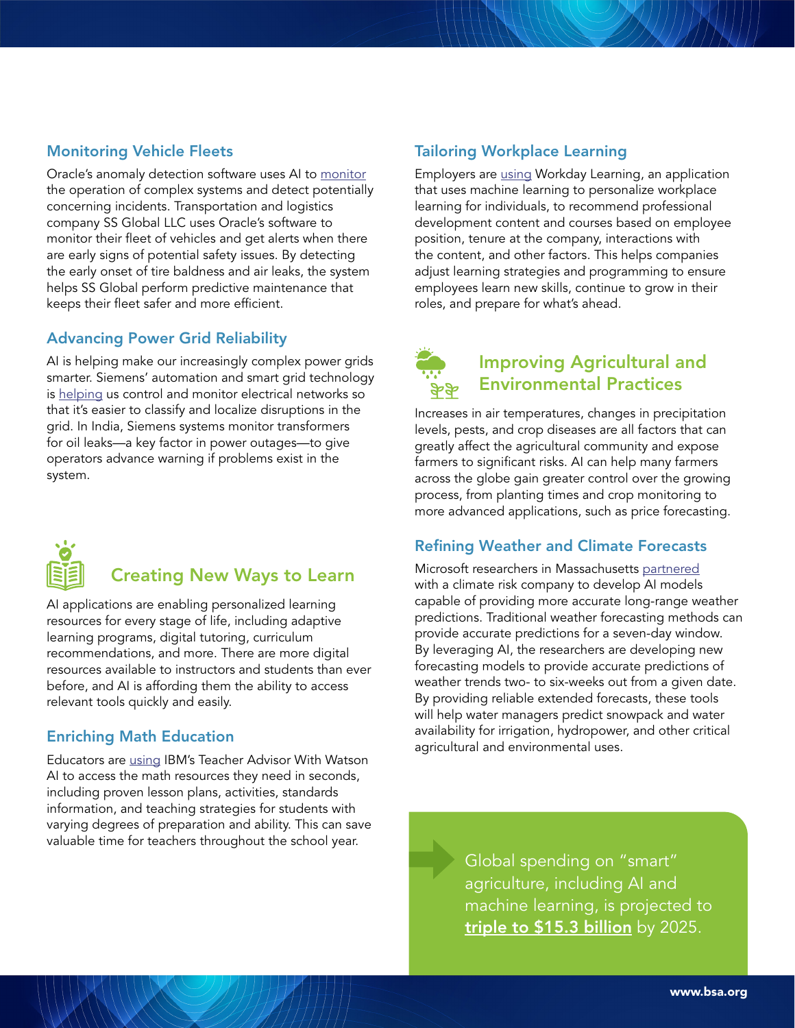### Monitoring Vehicle Fleets

Oracle's anomaly detection software uses AI to monitor the operation of complex systems and detect potentially concerning incidents. Transportation and logistics company SS Global LLC uses Oracle's software to monitor their fleet of vehicles and get alerts when there are early signs of potential safety issues. By detecting the early onset of tire baldness and air leaks, the system helps SS Global perform predictive maintenance that keeps their fleet safer and more efficient.

### Advancing Power Grid Reliability

AI is helping make our increasingly complex power grids smarter. Siemens' automation and smart grid technology is helping us control and monitor electrical networks so that it's easier to classify and localize disruptions in the grid. In India, Siemens systems monitor transformers for oil leaks—a key factor in power outages—to give operators advance warning if problems exist in the system.

## Creating New Ways to Learn

AI applications are enabling personalized learning resources for every stage of life, including adaptive learning programs, digital tutoring, curriculum recommendations, and more. There are more digital resources available to instructors and students than ever before, and AI is affording them the ability to access relevant tools quickly and easily.

### Enriching Math Education

Educators are using IBM's Teacher Advisor With Watson AI to access the math resources they need in seconds, including proven lesson plans, activities, standards information, and teaching strategies for students with varying degrees of preparation and ability. This can save valuable time for teachers throughout the school year.

### Tailoring Workplace Learning

Employers are using Workday Learning, an application that uses machine learning to personalize workplace learning for individuals, to recommend professional development content and courses based on employee position, tenure at the company, interactions with the content, and other factors. This helps companies adjust learning strategies and programming to ensure employees learn new skills, continue to grow in their roles, and prepare for what's ahead.

## Improving Agricultural and Environmental Practices

Increases in air temperatures, changes in precipitation levels, pests, and crop diseases are all factors that can greatly affect the agricultural community and expose farmers to significant risks. AI can help many farmers across the globe gain greater control over the growing process, from planting times and crop monitoring to more advanced applications, such as price forecasting.

### Refining Weather and Climate Forecasts

Microsoft researchers in Massachusetts partnered with a climate risk company to develop AI models capable of providing more accurate long-range weather predictions. Traditional weather forecasting methods can provide accurate predictions for a seven-day window. By leveraging AI, the researchers are developing new forecasting models to provide accurate predictions of weather trends two- to six-weeks out from a given date. By providing reliable extended forecasts, these tools will help water managers predict snowpack and water availability for irrigation, hydropower, and other critical agricultural and environmental uses.

Global spending on "smart" agriculture, including AI and machine learning, is projected to **triple to $15.3 billion** by 2025.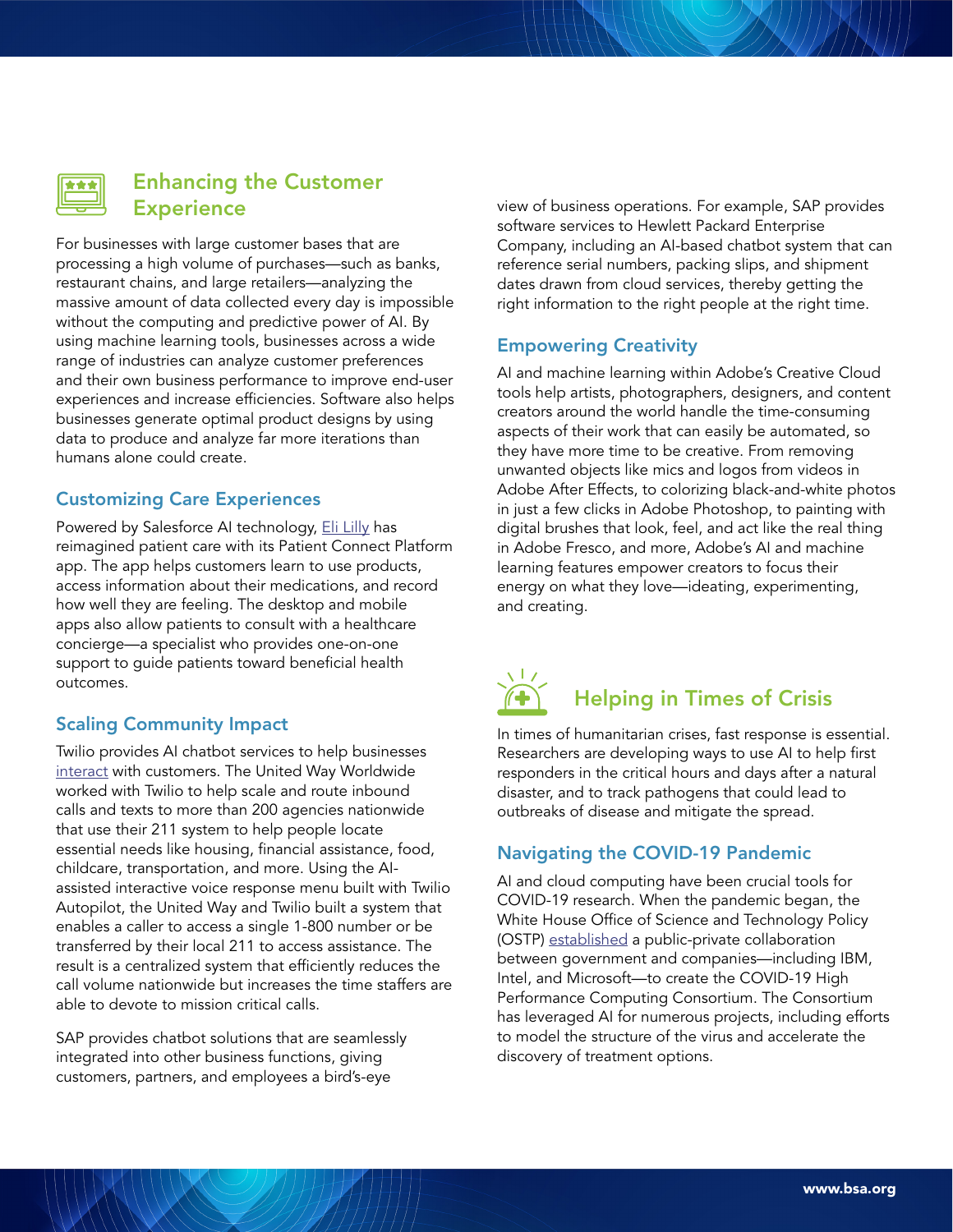## Enhancing the Customer Experience

For businesses with large customer bases that are processing a high volume of purchases—such as banks, restaurant chains, and large retailers—analyzing the massive amount of data collected every day is impossible without the computing and predictive power of AI. By using machine learning tools, businesses across a wide range of industries can analyze customer preferences and their own business performance to improve end-user experiences and increase efficiencies. Software also helps businesses generate optimal product designs by using data to produce and analyze far more iterations than humans alone could create.

### Customizing Care Experiences

Powered by Salesforce AI technology, Eli Lilly has reimagined patient care with its Patient Connect Platform app. The app helps customers learn to use products, access information about their medications, and record how well they are feeling. The desktop and mobile apps also allow patients to consult with a healthcare concierge—a specialist who provides one-on-one support to guide patients toward beneficial health outcomes.

### Scaling Community Impact

Twilio provides AI chatbot services to help businesses interact with customers. The United Way Worldwide worked with Twilio to help scale and route inbound calls and texts to more than 200 agencies nationwide that use their 211 system to help people locate essential needs like housing, financial assistance, food, childcare, transportation, and more. Using the AI-assisted interactive voice response menu built with Twilio Autopilot, the United Way and Twilio built a system that enables a caller to access a single 1-800 number or be transferred by their local 211 to access assistance. The result is a centralized system that efficiently reduces the call volume nationwide but increases the time staffers are able to devote to mission critical calls.

SAP provides chatbot solutions that are seamlessly integrated into other business functions, giving customers, partners, and employees a bird's-eye view of business operations. For example, SAP provides software services to Hewlett Packard Enterprise Company, including an AI-based chatbot system that can reference serial numbers, packing slips, and shipment dates drawn from cloud services, thereby getting the right information to the right people at the right time.

### Empowering Creativity

AI and machine learning within Adobe's Creative Cloud tools help artists, photographers, designers, and content creators around the world handle the time-consuming aspects of their work that can easily be automated, so they have more time to be creative. From removing unwanted objects like mics and logos from videos in Adobe After Effects, to colorizing black-and-white photos in just a few clicks in Adobe Photoshop, to painting with digital brushes that look, feel, and act like the real thing in Adobe Fresco, and more, Adobe's AI and machine learning features empower creators to focus their energy on what they love—ideating, experimenting, and creating.

## Helping in Times of Crisis

In times of humanitarian crises, fast response is essential. Researchers are developing ways to use AI to help first responders in the critical hours and days after a natural disaster, and to track pathogens that could lead to outbreaks of disease and mitigate the spread.

### Navigating the COVID-19 Pandemic

AI and cloud computing have been crucial tools for COVID-19 research. When the pandemic began, the White House Office of Science and Technology Policy (OSTP) established a public-private collaboration between government and companies—including IBM, Intel, and Microsoft—to create the COVID-19 High Performance Computing Consortium. The Consortium has leveraged AI for numerous projects, including efforts to model the structure of the virus and accelerate the discovery of treatment options.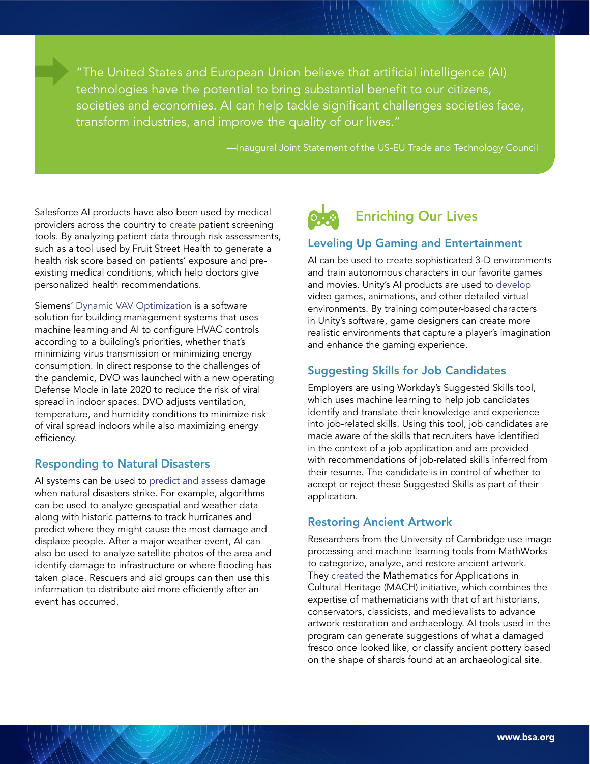> "The United States and European Union believe that artificial intelligence (AI) technologies have the potential to bring substantial benefit to our citizens, societies and economies. AI can help tackle significant challenges societies face, transform industries, and improve the quality of our lives."
>
> —Inaugural Joint Statement of the US-EU Trade and Technology Council

Salesforce AI products have also been used by medical providers across the country to create patient screening tools. By analyzing patient data through risk assessments, such as a tool used by Fruit Street Health to generate a health risk score based on patients' exposure and pre-existing medical conditions, which help doctors give personalized health recommendations.

Siemens' Dynamic VAV Optimization is a software solution for building management systems that uses machine learning and AI to configure HVAC controls according to a building's priorities, whether that's minimizing virus transmission or minimizing energy consumption. In direct response to the challenges of the pandemic, DVO was launched with a new operating Defense Mode in late 2020 to reduce the risk of viral spread in indoor spaces. DVO adjusts ventilation, temperature, and humidity conditions to minimize risk of viral spread indoors while also maximizing energy efficiency.

### Responding to Natural Disasters

AI systems can be used to predict and assess damage when natural disasters strike. For example, algorithms can be used to analyze geospatial and weather data along with historic patterns to track hurricanes and predict where they might cause the most damage and displace people. After a major weather event, AI can also be used to analyze satellite photos of the area and identify damage to infrastructure or where flooding has taken place. Rescuers and aid groups can then use this information to distribute aid more efficiently after an event has occurred.

## Enriching Our Lives

### Leveling Up Gaming and Entertainment

AI can be used to create sophisticated 3-D environments and train autonomous characters in our favorite games and movies. Unity's AI products are used to develop video games, animations, and other detailed virtual environments. By training computer-based characters in Unity's software, game designers can create more realistic environments that capture a player's imagination and enhance the gaming experience.

### Suggesting Skills for Job Candidates

Employers are using Workday's Suggested Skills tool, which uses machine learning to help job candidates identify and translate their knowledge and experience into job-related skills. Using this tool, job candidates are made aware of the skills that recruiters have identified in the context of a job application and are provided with recommendations of job-related skills inferred from their resume. The candidate is in control of whether to accept or reject these Suggested Skills as part of their application.

### Restoring Ancient Artwork

Researchers from the University of Cambridge use image processing and machine learning tools from MathWorks to categorize, analyze, and restore ancient artwork. They created the Mathematics for Applications in Cultural Heritage (MACH) initiative, which combines the expertise of mathematicians with that of art historians, conservators, classicists, and medievalists to advance artwork restoration and archaeology. AI tools used in the program can generate suggestions of what a damaged fresco once looked like, or classify ancient pottery based on the shape of shards found at an archaeological site.